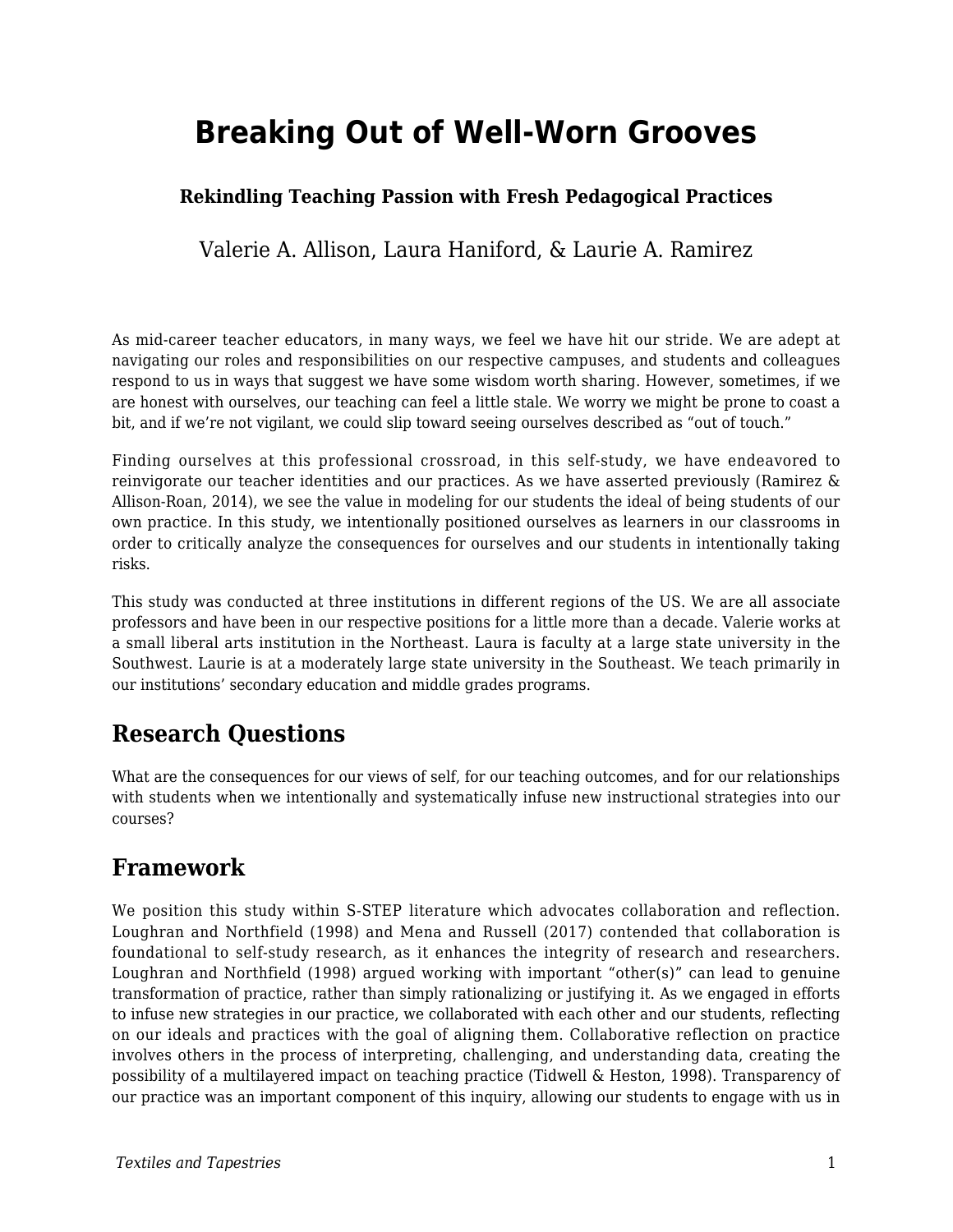# Breaking Out of Well-Worn Grooves

### Rekindling Teaching Passion with Fresh Pedagogical Practices

Valerie A. Allison, Laura Haniford, & Laurie A. Ramirez

As mid-career teacher educators, in many ways, we feel we have hit our stride. We are adept at navigating our roles and responsibilities on our respective campuses, and students and colleagues respond to us in ways that suggest we have some wisdom worth sharing. However, sometimes, if we are honest with ourselves, our teaching can feel a little stale. We worry we might be prone to coast a bit, and if we're not vigilant, we could slip toward seeing ourselves described as "out of touch."

Finding ourselves at this professional crossroad, in this self-study, we have endeavored to reinvigorate our teacher identities and our practices. As we have asserted previously (Ramirez & Allison-Roan, 2014), we see the value in modeling for our students the ideal of being students of our own practice. In this study, we intentionally positioned ourselves as learners in our classrooms in order to critically analyze the consequences for ourselves and our students in intentionally taking risks.

This study was conducted at three institutions in different regions of the US. We are all associate professors and have been in our respective positions for a little more than a decade. Valerie works at a small liberal arts institution in the Northeast. Laura is faculty at a large state university in the Southwest. Laurie is at a moderately large state university in the Southeast. We teach primarily in our institutions' secondary education and middle grades programs.

## Research Questions

What are the consequences for our views of self, for our teaching outcomes, and for our relationships with students when we intentionally and systematically infuse new instructional strategies into our courses?

## Framework

We position this study within S-STEP literature which advocates collaboration and reflection. Loughran and Northfield (1998) and Mena and Russell (2017) contended that collaboration is foundational to self-study research, as it enhances the integrity of research and researchers. Loughran and Northfield (1998) argued working with important "other(s)" can lead to genuine transformation of practice, rather than simply rationalizing or justifying it. As we engaged in efforts to infuse new strategies in our practice, we collaborated with each other and our students, reflecting on our ideals and practices with the goal of aligning them. Collaborative reflection on practice involves others in the process of interpreting, challenging, and understanding data, creating the possibility of a multilayered impact on teaching practice (Tidwell & Heston, 1998). Transparency of our practice was an important component of this inquiry, allowing our students to engage with us in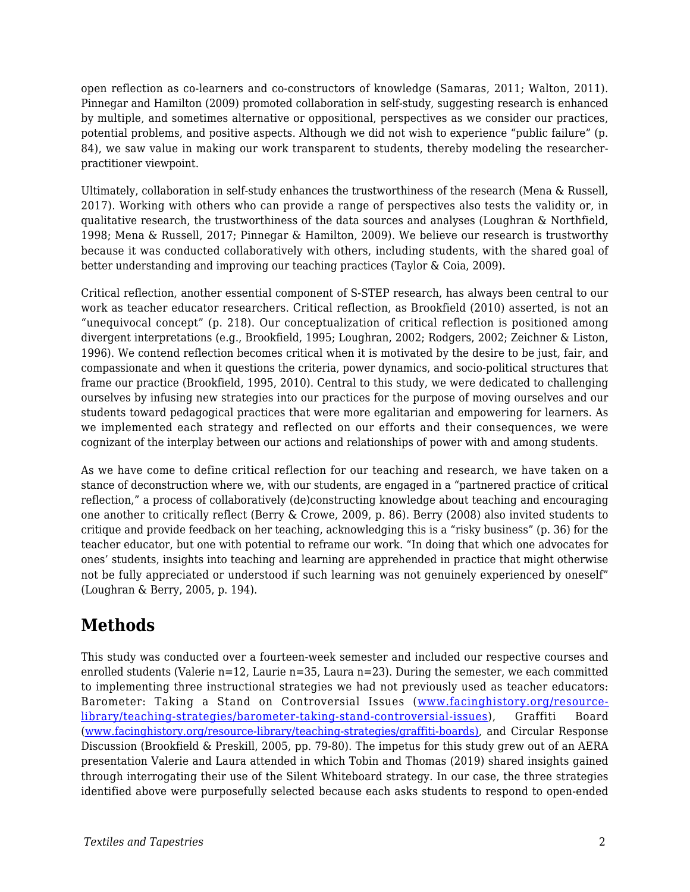open reflection as co-learners and co-constructors of knowledge (Samaras, 2011; Walton, 2011). Pinnegar and Hamilton (2009) promoted collaboration in self-study, suggesting research is enhanced by multiple, and sometimes alternative or oppositional, perspectives as we consider our practices, potential problems, and positive aspects. Although we did not wish to experience "public failure" (p. 84), we saw value in making our work transparent to students, thereby modeling the researcher-practitioner viewpoint.

Ultimately, collaboration in self-study enhances the trustworthiness of the research (Mena & Russell, 2017). Working with others who can provide a range of perspectives also tests the validity or, in qualitative research, the trustworthiness of the data sources and analyses (Loughran & Northfield, 1998; Mena & Russell, 2017; Pinnegar & Hamilton, 2009). We believe our research is trustworthy because it was conducted collaboratively with others, including students, with the shared goal of better understanding and improving our teaching practices (Taylor & Coia, 2009).

Critical reflection, another essential component of S-STEP research, has always been central to our work as teacher educator researchers. Critical reflection, as Brookfield (2010) asserted, is not an "unequivocal concept" (p. 218). Our conceptualization of critical reflection is positioned among divergent interpretations (e.g., Brookfield, 1995; Loughran, 2002; Rodgers, 2002; Zeichner & Liston, 1996). We contend reflection becomes critical when it is motivated by the desire to be just, fair, and compassionate and when it questions the criteria, power dynamics, and socio-political structures that frame our practice (Brookfield, 1995, 2010). Central to this study, we were dedicated to challenging ourselves by infusing new strategies into our practices for the purpose of moving ourselves and our students toward pedagogical practices that were more egalitarian and empowering for learners. As we implemented each strategy and reflected on our efforts and their consequences, we were cognizant of the interplay between our actions and relationships of power with and among students.

As we have come to define critical reflection for our teaching and research, we have taken on a stance of deconstruction where we, with our students, are engaged in a "partnered practice of critical reflection," a process of collaboratively (de)constructing knowledge about teaching and encouraging one another to critically reflect (Berry & Crowe, 2009, p. 86). Berry (2008) also invited students to critique and provide feedback on her teaching, acknowledging this is a "risky business" (p. 36) for the teacher educator, but one with potential to reframe our work. "In doing that which one advocates for ones' students, insights into teaching and learning are apprehended in practice that might otherwise not be fully appreciated or understood if such learning was not genuinely experienced by oneself" (Loughran & Berry, 2005, p. 194).

## Methods

This study was conducted over a fourteen-week semester and included our respective courses and enrolled students (Valerie n=12, Laurie n=35, Laura n=23). During the semester, we each committed to implementing three instructional strategies we had not previously used as teacher educators: Barometer: Taking a Stand on Controversial Issues (www.facinghistory.org/resource-library/teaching-strategies/barometer-taking-stand-controversial-issues), Graffiti Board (www.facinghistory.org/resource-library/teaching-strategies/graffiti-boards), and Circular Response Discussion (Brookfield & Preskill, 2005, pp. 79-80). The impetus for this study grew out of an AERA presentation Valerie and Laura attended in which Tobin and Thomas (2019) shared insights gained through interrogating their use of the Silent Whiteboard strategy. In our case, the three strategies identified above were purposefully selected because each asks students to respond to open-ended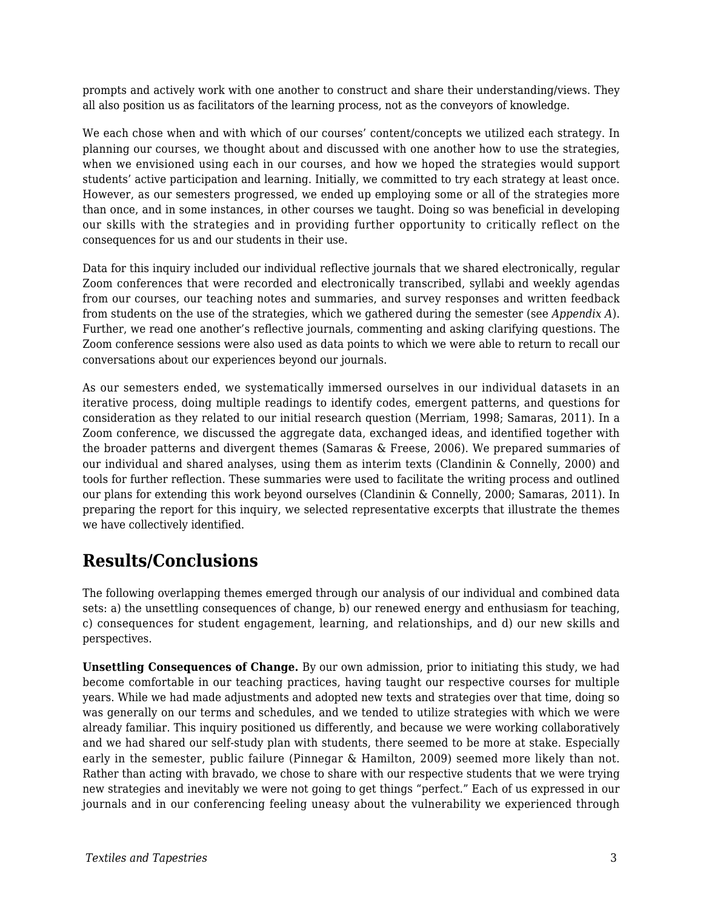prompts and actively work with one another to construct and share their understanding/views. They all also position us as facilitators of the learning process, not as the conveyors of knowledge.

We each chose when and with which of our courses' content/concepts we utilized each strategy. In planning our courses, we thought about and discussed with one another how to use the strategies, when we envisioned using each in our courses, and how we hoped the strategies would support students' active participation and learning. Initially, we committed to try each strategy at least once. However, as our semesters progressed, we ended up employing some or all of the strategies more than once, and in some instances, in other courses we taught. Doing so was beneficial in developing our skills with the strategies and in providing further opportunity to critically reflect on the consequences for us and our students in their use.

Data for this inquiry included our individual reflective journals that we shared electronically, regular Zoom conferences that were recorded and electronically transcribed, syllabi and weekly agendas from our courses, our teaching notes and summaries, and survey responses and written feedback from students on the use of the strategies, which we gathered during the semester (see *Appendix A*). Further, we read one another's reflective journals, commenting and asking clarifying questions. The Zoom conference sessions were also used as data points to which we were able to return to recall our conversations about our experiences beyond our journals.

As our semesters ended, we systematically immersed ourselves in our individual datasets in an iterative process, doing multiple readings to identify codes, emergent patterns, and questions for consideration as they related to our initial research question (Merriam, 1998; Samaras, 2011). In a Zoom conference, we discussed the aggregate data, exchanged ideas, and identified together with the broader patterns and divergent themes (Samaras & Freese, 2006). We prepared summaries of our individual and shared analyses, using them as interim texts (Clandinin & Connelly, 2000) and tools for further reflection. These summaries were used to facilitate the writing process and outlined our plans for extending this work beyond ourselves (Clandinin & Connelly, 2000; Samaras, 2011). In preparing the report for this inquiry, we selected representative excerpts that illustrate the themes we have collectively identified.

## Results/Conclusions

The following overlapping themes emerged through our analysis of our individual and combined data sets: a) the unsettling consequences of change, b) our renewed energy and enthusiasm for teaching, c) consequences for student engagement, learning, and relationships, and d) our new skills and perspectives.

**Unsettling Consequences of Change.** By our own admission, prior to initiating this study, we had become comfortable in our teaching practices, having taught our respective courses for multiple years. While we had made adjustments and adopted new texts and strategies over that time, doing so was generally on our terms and schedules, and we tended to utilize strategies with which we were already familiar. This inquiry positioned us differently, and because we were working collaboratively and we had shared our self-study plan with students, there seemed to be more at stake. Especially early in the semester, public failure (Pinnegar & Hamilton, 2009) seemed more likely than not. Rather than acting with bravado, we chose to share with our respective students that we were trying new strategies and inevitably we were not going to get things "perfect." Each of us expressed in our journals and in our conferencing feeling uneasy about the vulnerability we experienced through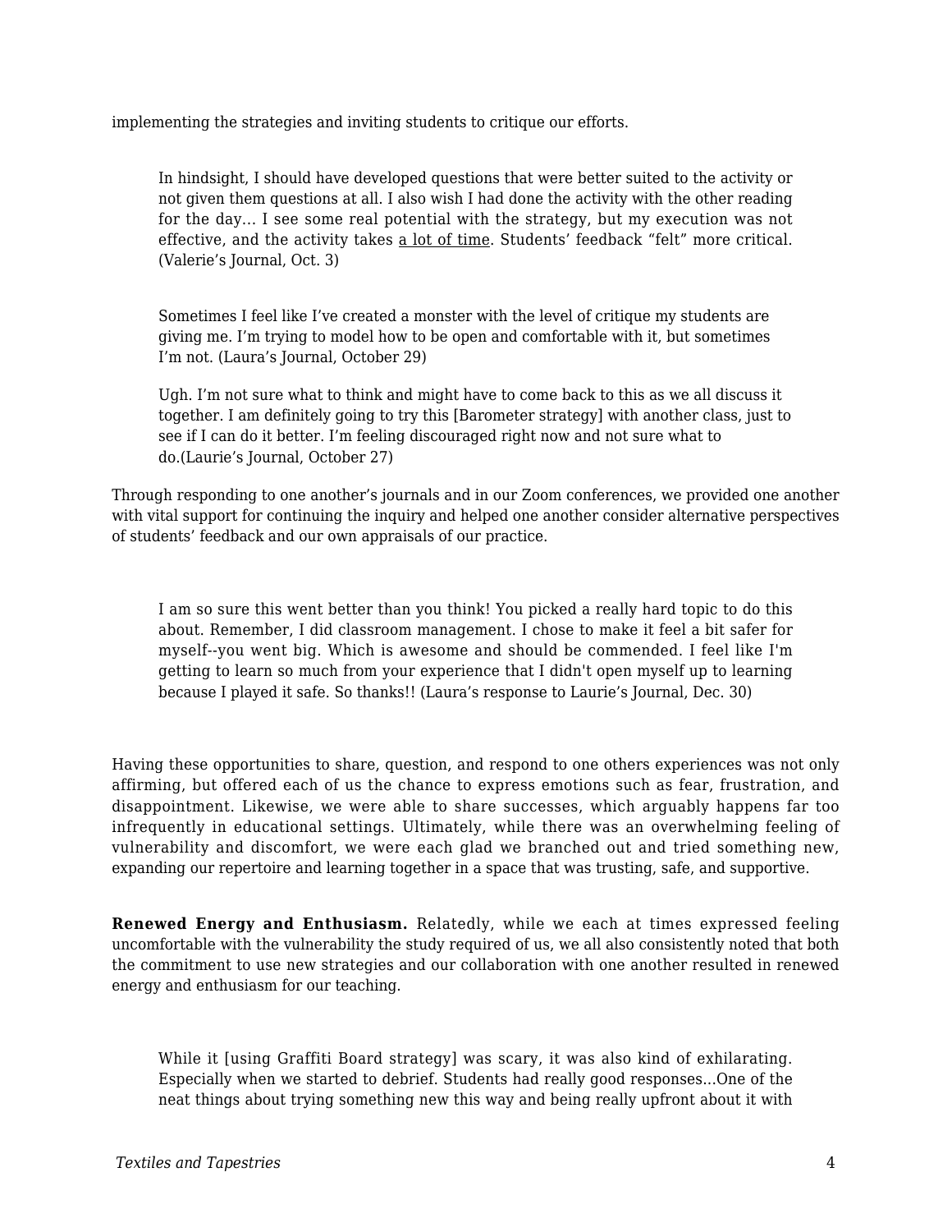implementing the strategies and inviting students to critique our efforts.

> In hindsight, I should have developed questions that were better suited to the activity or not given them questions at all. I also wish I had done the activity with the other reading for the day… I see some real potential with the strategy, but my execution was not effective, and the activity takes <u>a lot of time</u>. Students' feedback "felt" more critical. (Valerie's Journal, Oct. 3)

> Sometimes I feel like I've created a monster with the level of critique my students are giving me. I'm trying to model how to be open and comfortable with it, but sometimes I'm not. (Laura's Journal, October 29)

> Ugh. I'm not sure what to think and might have to come back to this as we all discuss it together. I am definitely going to try this [Barometer strategy] with another class, just to see if I can do it better. I'm feeling discouraged right now and not sure what to do.(Laurie's Journal, October 27)

Through responding to one another's journals and in our Zoom conferences, we provided one another with vital support for continuing the inquiry and helped one another consider alternative perspectives of students' feedback and our own appraisals of our practice.

> I am so sure this went better than you think! You picked a really hard topic to do this about. Remember, I did classroom management. I chose to make it feel a bit safer for myself--you went big. Which is awesome and should be commended. I feel like I'm getting to learn so much from your experience that I didn't open myself up to learning because I played it safe. So thanks!! (Laura's response to Laurie's Journal, Dec. 30)

Having these opportunities to share, question, and respond to one others experiences was not only affirming, but offered each of us the chance to express emotions such as fear, frustration, and disappointment. Likewise, we were able to share successes, which arguably happens far too infrequently in educational settings. Ultimately, while there was an overwhelming feeling of vulnerability and discomfort, we were each glad we branched out and tried something new, expanding our repertoire and learning together in a space that was trusting, safe, and supportive.

**Renewed Energy and Enthusiasm.** Relatedly, while we each at times expressed feeling uncomfortable with the vulnerability the study required of us, we all also consistently noted that both the commitment to use new strategies and our collaboration with one another resulted in renewed energy and enthusiasm for our teaching.

> While it [using Graffiti Board strategy] was scary, it was also kind of exhilarating. Especially when we started to debrief. Students had really good responses...One of the neat things about trying something new this way and being really upfront about it with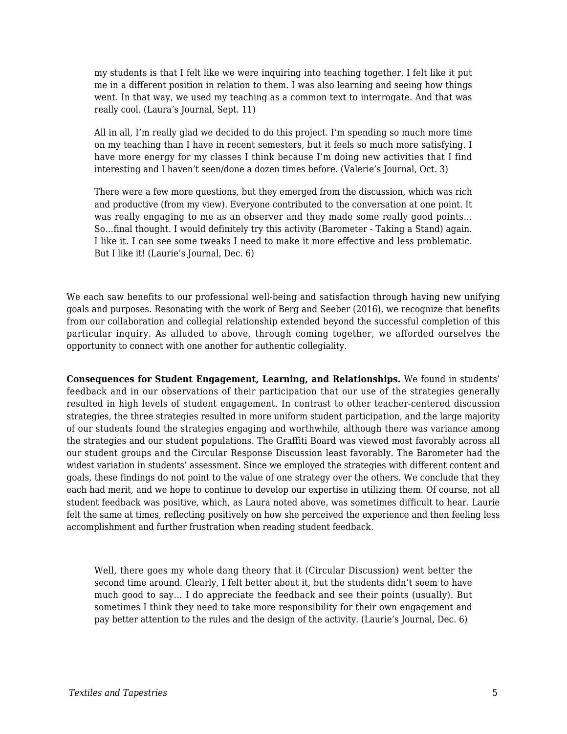> my students is that I felt like we were inquiring into teaching together. I felt like it put me in a different position in relation to them. I was also learning and seeing how things went. In that way, we used my teaching as a common text to interrogate. And that was really cool. (Laura's Journal, Sept. 11)

> All in all, I'm really glad we decided to do this project. I'm spending so much more time on my teaching than I have in recent semesters, but it feels so much more satisfying. I have more energy for my classes I think because I'm doing new activities that I find interesting and I haven't seen/done a dozen times before. (Valerie's Journal, Oct. 3)

> There were a few more questions, but they emerged from the discussion, which was rich and productive (from my view). Everyone contributed to the conversation at one point. It was really engaging to me as an observer and they made some really good points… So…final thought. I would definitely try this activity (Barometer - Taking a Stand) again. I like it. I can see some tweaks I need to make it more effective and less problematic. But I like it! (Laurie's Journal, Dec. 6)

We each saw benefits to our professional well-being and satisfaction through having new unifying goals and purposes. Resonating with the work of Berg and Seeber (2016), we recognize that benefits from our collaboration and collegial relationship extended beyond the successful completion of this particular inquiry. As alluded to above, through coming together, we afforded ourselves the opportunity to connect with one another for authentic collegiality.

**Consequences for Student Engagement, Learning, and Relationships.** We found in students' feedback and in our observations of their participation that our use of the strategies generally resulted in high levels of student engagement. In contrast to other teacher-centered discussion strategies, the three strategies resulted in more uniform student participation, and the large majority of our students found the strategies engaging and worthwhile, although there was variance among the strategies and our student populations. The Graffiti Board was viewed most favorably across all our student groups and the Circular Response Discussion least favorably. The Barometer had the widest variation in students' assessment. Since we employed the strategies with different content and goals, these findings do not point to the value of one strategy over the others. We conclude that they each had merit, and we hope to continue to develop our expertise in utilizing them. Of course, not all student feedback was positive, which, as Laura noted above, was sometimes difficult to hear. Laurie felt the same at times, reflecting positively on how she perceived the experience and then feeling less accomplishment and further frustration when reading student feedback.

> Well, there goes my whole dang theory that it (Circular Discussion) went better the second time around. Clearly, I felt better about it, but the students didn't seem to have much good to say… I do appreciate the feedback and see their points (usually). But sometimes I think they need to take more responsibility for their own engagement and pay better attention to the rules and the design of the activity. (Laurie's Journal, Dec. 6)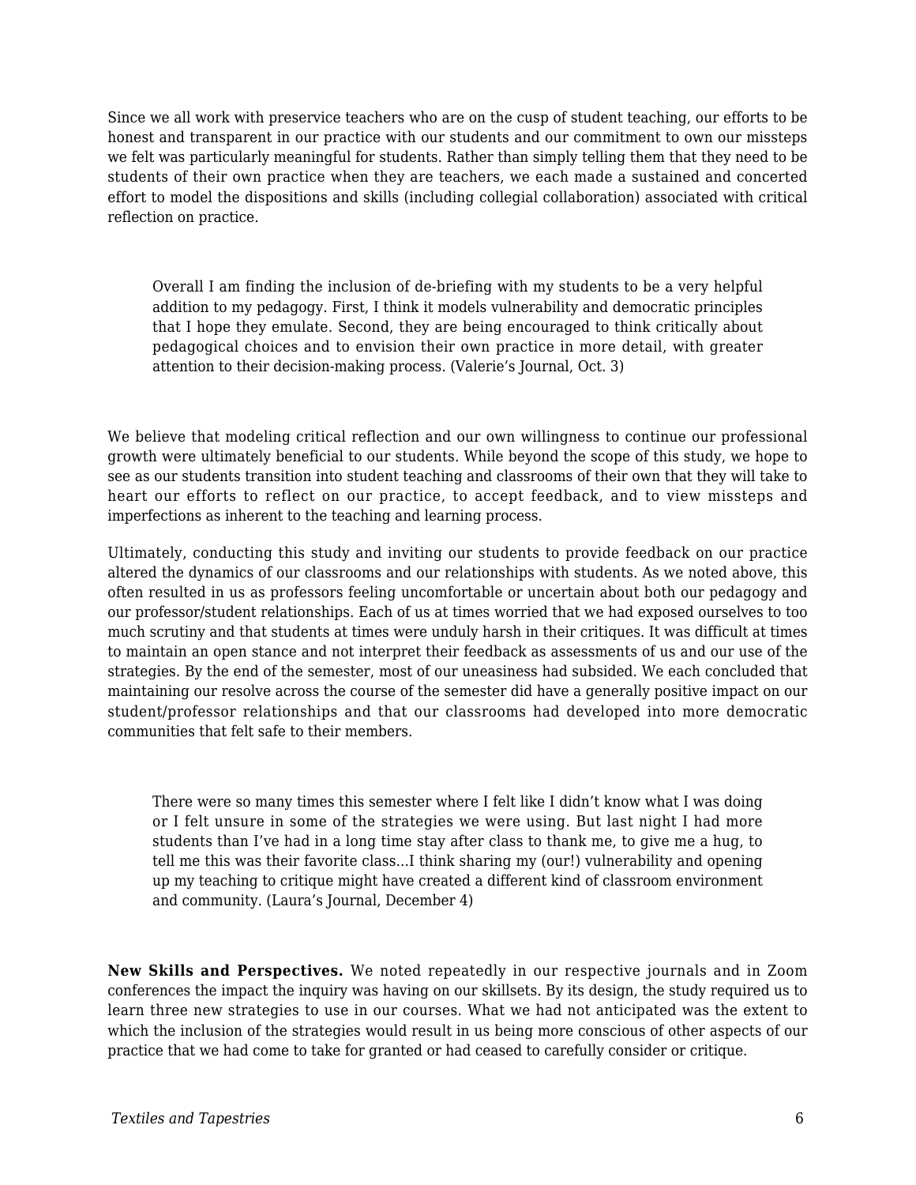Since we all work with preservice teachers who are on the cusp of student teaching, our efforts to be honest and transparent in our practice with our students and our commitment to own our missteps we felt was particularly meaningful for students. Rather than simply telling them that they need to be students of their own practice when they are teachers, we each made a sustained and concerted effort to model the dispositions and skills (including collegial collaboration) associated with critical reflection on practice.

> Overall I am finding the inclusion of de-briefing with my students to be a very helpful addition to my pedagogy. First, I think it models vulnerability and democratic principles that I hope they emulate. Second, they are being encouraged to think critically about pedagogical choices and to envision their own practice in more detail, with greater attention to their decision-making process. (Valerie's Journal, Oct. 3)

We believe that modeling critical reflection and our own willingness to continue our professional growth were ultimately beneficial to our students. While beyond the scope of this study, we hope to see as our students transition into student teaching and classrooms of their own that they will take to heart our efforts to reflect on our practice, to accept feedback, and to view missteps and imperfections as inherent to the teaching and learning process.

Ultimately, conducting this study and inviting our students to provide feedback on our practice altered the dynamics of our classrooms and our relationships with students. As we noted above, this often resulted in us as professors feeling uncomfortable or uncertain about both our pedagogy and our professor/student relationships. Each of us at times worried that we had exposed ourselves to too much scrutiny and that students at times were unduly harsh in their critiques. It was difficult at times to maintain an open stance and not interpret their feedback as assessments of us and our use of the strategies. By the end of the semester, most of our uneasiness had subsided. We each concluded that maintaining our resolve across the course of the semester did have a generally positive impact on our student/professor relationships and that our classrooms had developed into more democratic communities that felt safe to their members.

> There were so many times this semester where I felt like I didn't know what I was doing or I felt unsure in some of the strategies we were using. But last night I had more students than I've had in a long time stay after class to thank me, to give me a hug, to tell me this was their favorite class...I think sharing my (our!) vulnerability and opening up my teaching to critique might have created a different kind of classroom environment and community. (Laura's Journal, December 4)

**New Skills and Perspectives.** We noted repeatedly in our respective journals and in Zoom conferences the impact the inquiry was having on our skillsets. By its design, the study required us to learn three new strategies to use in our courses. What we had not anticipated was the extent to which the inclusion of the strategies would result in us being more conscious of other aspects of our practice that we had come to take for granted or had ceased to carefully consider or critique.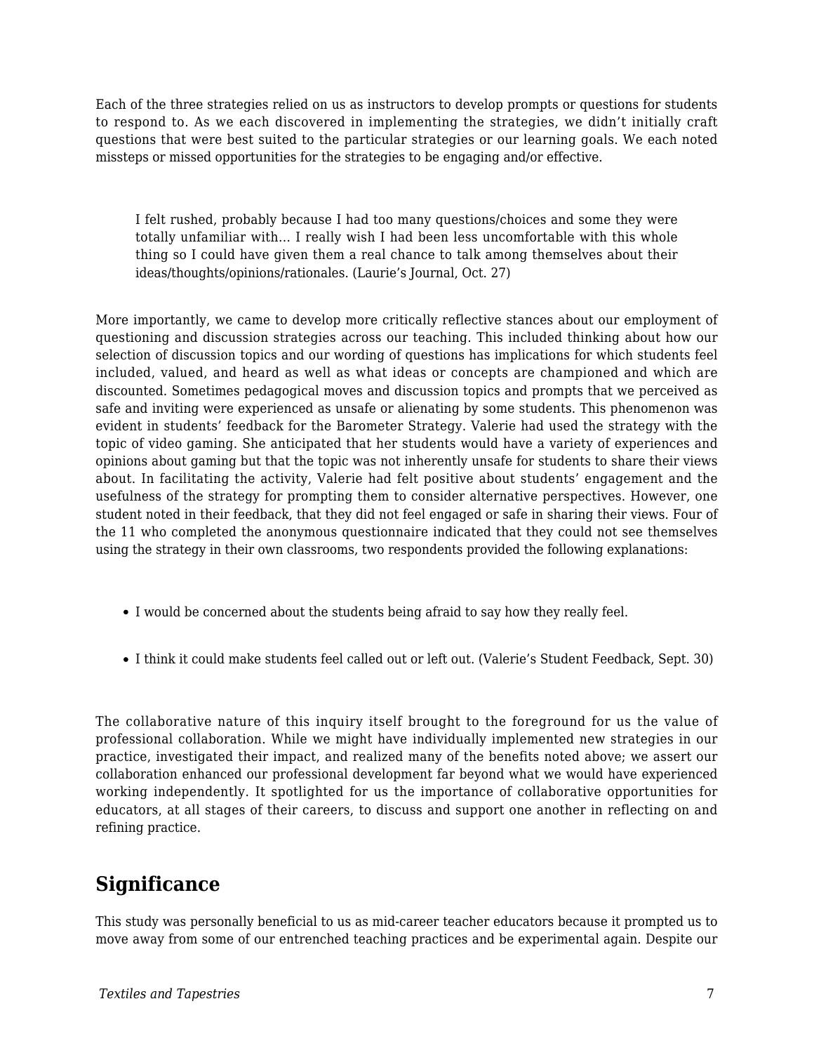Each of the three strategies relied on us as instructors to develop prompts or questions for students to respond to. As we each discovered in implementing the strategies, we didn't initially craft questions that were best suited to the particular strategies or our learning goals. We each noted missteps or missed opportunities for the strategies to be engaging and/or effective.

> I felt rushed, probably because I had too many questions/choices and some they were totally unfamiliar with… I really wish I had been less uncomfortable with this whole thing so I could have given them a real chance to talk among themselves about their ideas/thoughts/opinions/rationales. (Laurie's Journal, Oct. 27)

More importantly, we came to develop more critically reflective stances about our employment of questioning and discussion strategies across our teaching. This included thinking about how our selection of discussion topics and our wording of questions has implications for which students feel included, valued, and heard as well as what ideas or concepts are championed and which are discounted. Sometimes pedagogical moves and discussion topics and prompts that we perceived as safe and inviting were experienced as unsafe or alienating by some students. This phenomenon was evident in students' feedback for the Barometer Strategy. Valerie had used the strategy with the topic of video gaming. She anticipated that her students would have a variety of experiences and opinions about gaming but that the topic was not inherently unsafe for students to share their views about. In facilitating the activity, Valerie had felt positive about students' engagement and the usefulness of the strategy for prompting them to consider alternative perspectives. However, one student noted in their feedback, that they did not feel engaged or safe in sharing their views. Four of the 11 who completed the anonymous questionnaire indicated that they could not see themselves using the strategy in their own classrooms, two respondents provided the following explanations:

- I would be concerned about the students being afraid to say how they really feel.
- I think it could make students feel called out or left out. (Valerie's Student Feedback, Sept. 30)

The collaborative nature of this inquiry itself brought to the foreground for us the value of professional collaboration. While we might have individually implemented new strategies in our practice, investigated their impact, and realized many of the benefits noted above; we assert our collaboration enhanced our professional development far beyond what we would have experienced working independently. It spotlighted for us the importance of collaborative opportunities for educators, at all stages of their careers, to discuss and support one another in reflecting on and refining practice.

## Significance

This study was personally beneficial to us as mid-career teacher educators because it prompted us to move away from some of our entrenched teaching practices and be experimental again. Despite our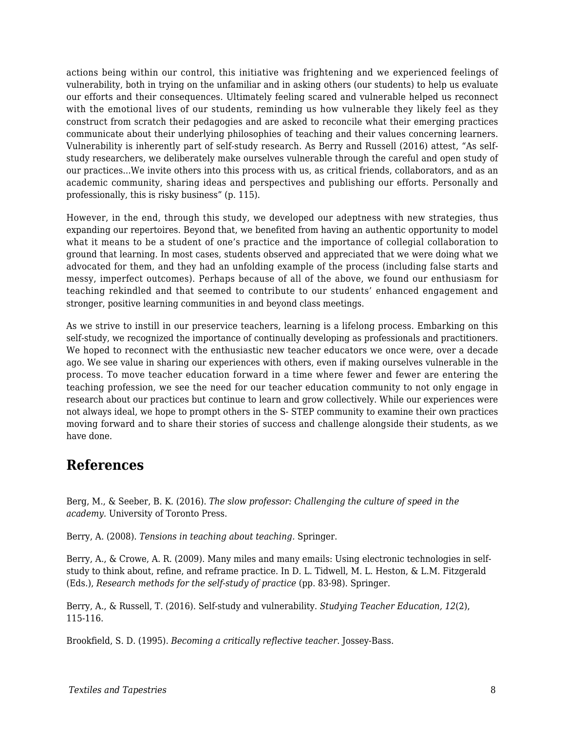actions being within our control, this initiative was frightening and we experienced feelings of vulnerability, both in trying on the unfamiliar and in asking others (our students) to help us evaluate our efforts and their consequences. Ultimately feeling scared and vulnerable helped us reconnect with the emotional lives of our students, reminding us how vulnerable they likely feel as they construct from scratch their pedagogies and are asked to reconcile what their emerging practices communicate about their underlying philosophies of teaching and their values concerning learners. Vulnerability is inherently part of self-study research. As Berry and Russell (2016) attest, “As self-study researchers, we deliberately make ourselves vulnerable through the careful and open study of our practices…We invite others into this process with us, as critical friends, collaborators, and as an academic community, sharing ideas and perspectives and publishing our efforts. Personally and professionally, this is risky business” (p. 115).

However, in the end, through this study, we developed our adeptness with new strategies, thus expanding our repertoires. Beyond that, we benefited from having an authentic opportunity to model what it means to be a student of one’s practice and the importance of collegial collaboration to ground that learning. In most cases, students observed and appreciated that we were doing what we advocated for them, and they had an unfolding example of the process (including false starts and messy, imperfect outcomes). Perhaps because of all of the above, we found our enthusiasm for teaching rekindled and that seemed to contribute to our students’ enhanced engagement and stronger, positive learning communities in and beyond class meetings.

As we strive to instill in our preservice teachers, learning is a lifelong process. Embarking on this self-study, we recognized the importance of continually developing as professionals and practitioners. We hoped to reconnect with the enthusiastic new teacher educators we once were, over a decade ago. We see value in sharing our experiences with others, even if making ourselves vulnerable in the process. To move teacher education forward in a time where fewer and fewer are entering the teaching profession, we see the need for our teacher education community to not only engage in research about our practices but continue to learn and grow collectively. While our experiences were not always ideal, we hope to prompt others in the S- STEP community to examine their own practices moving forward and to share their stories of success and challenge alongside their students, as we have done.

## References

Berg, M., & Seeber, B. K. (2016). *The slow professor: Challenging the culture of speed in the academy.* University of Toronto Press.

Berry, A. (2008). *Tensions in teaching about teaching.* Springer.

Berry, A., & Crowe, A. R. (2009). Many miles and many emails: Using electronic technologies in self-study to think about, refine, and reframe practice. In D. L. Tidwell, M. L. Heston, & L.M. Fitzgerald (Eds.), *Research methods for the self-study of practice* (pp. 83-98). Springer.

Berry, A., & Russell, T. (2016). Self-study and vulnerability. *Studying Teacher Education, 12*(2), 115-116.

Brookfield, S. D. (1995). *Becoming a critically reflective teacher*. Jossey-Bass.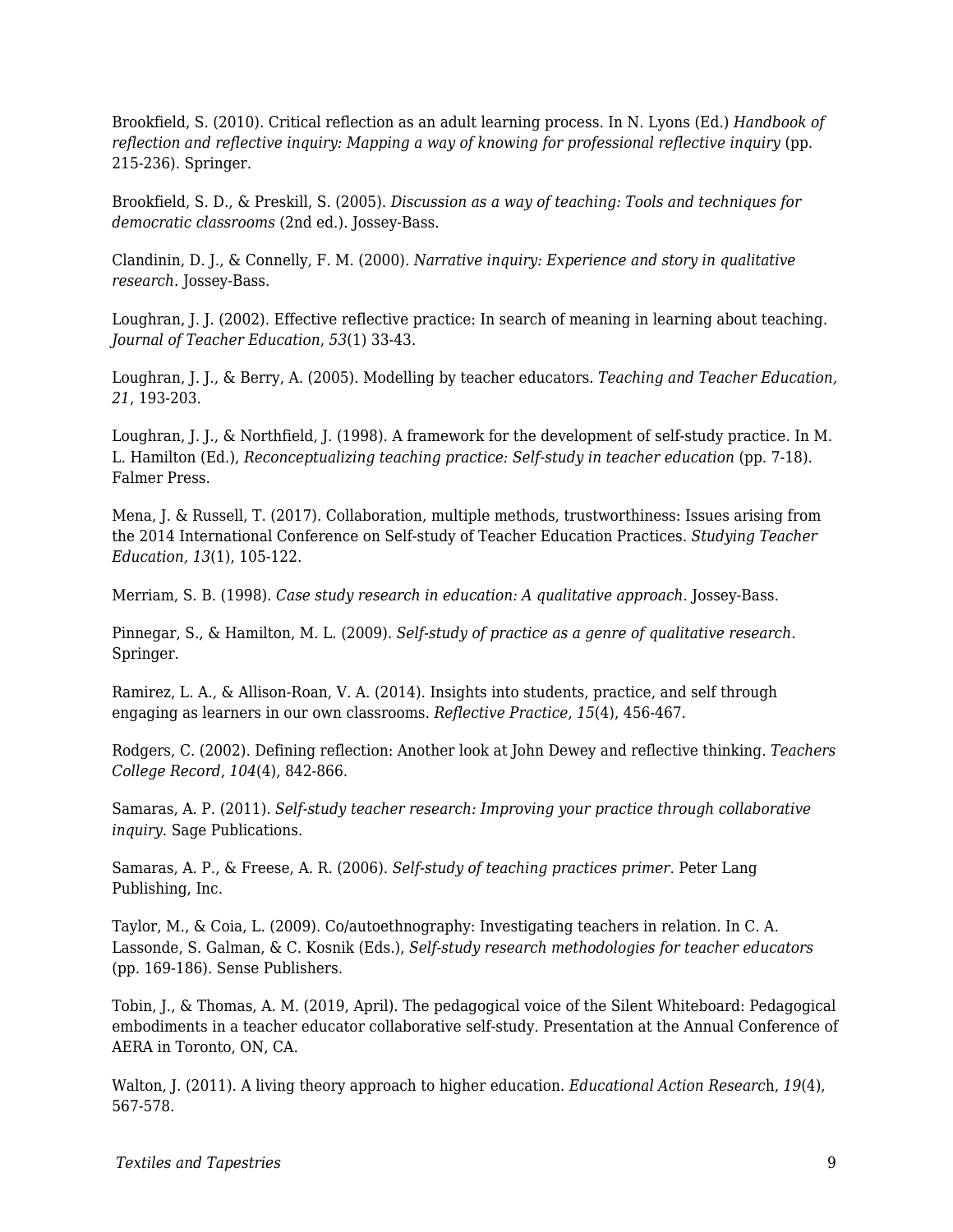Brookfield, S. (2010). Critical reflection as an adult learning process. In N. Lyons (Ed.) *Handbook of reflection and reflective inquiry: Mapping a way of knowing for professional reflective inquiry* (pp. 215-236). Springer.

Brookfield, S. D., & Preskill, S. (2005). *Discussion as a way of teaching: Tools and techniques for democratic classrooms* (2nd ed.). Jossey-Bass.

Clandinin, D. J., & Connelly, F. M. (2000). *Narrative inquiry: Experience and story in qualitative research*. Jossey-Bass.

Loughran, J. J. (2002). Effective reflective practice: In search of meaning in learning about teaching. *Journal of Teacher Education*, *53*(1) 33-43.

Loughran, J. J., & Berry, A. (2005). Modelling by teacher educators. *Teaching and Teacher Education, 21*, 193-203.

Loughran, J. J., & Northfield, J. (1998). A framework for the development of self-study practice. In M. L. Hamilton (Ed.), *Reconceptualizing teaching practice: Self-study in teacher education* (pp. 7-18). Falmer Press.

Mena, J. & Russell, T. (2017). Collaboration, multiple methods, trustworthiness: Issues arising from the 2014 International Conference on Self-study of Teacher Education Practices. *Studying Teacher Education, 13*(1), 105-122.

Merriam, S. B. (1998). *Case study research in education: A qualitative approach*. Jossey-Bass.

Pinnegar, S., & Hamilton, M. L. (2009). *Self-study of practice as a genre of qualitative research*. Springer.

Ramirez, L. A., & Allison-Roan, V. A. (2014). Insights into students, practice, and self through engaging as learners in our own classrooms. *Reflective Practice, 15*(4), 456-467.

Rodgers, C. (2002). Defining reflection: Another look at John Dewey and reflective thinking. *Teachers College Record*, *104*(4), 842-866.

Samaras, A. P. (2011). *Self-study teacher research: Improving your practice through collaborative inquiry.* Sage Publications.

Samaras, A. P., & Freese, A. R. (2006). *Self-study of teaching practices primer*. Peter Lang Publishing, Inc.

Taylor, M., & Coia, L. (2009). Co/autoethnography: Investigating teachers in relation. In C. A. Lassonde, S. Galman, & C. Kosnik (Eds.), *Self-study research methodologies for teacher educators* (pp. 169-186). Sense Publishers.

Tobin, J., & Thomas, A. M. (2019, April). The pedagogical voice of the Silent Whiteboard: Pedagogical embodiments in a teacher educator collaborative self-study. Presentation at the Annual Conference of AERA in Toronto, ON, CA.

Walton, J. (2011). A living theory approach to higher education. *Educational Action Research*, *19*(4), 567-578.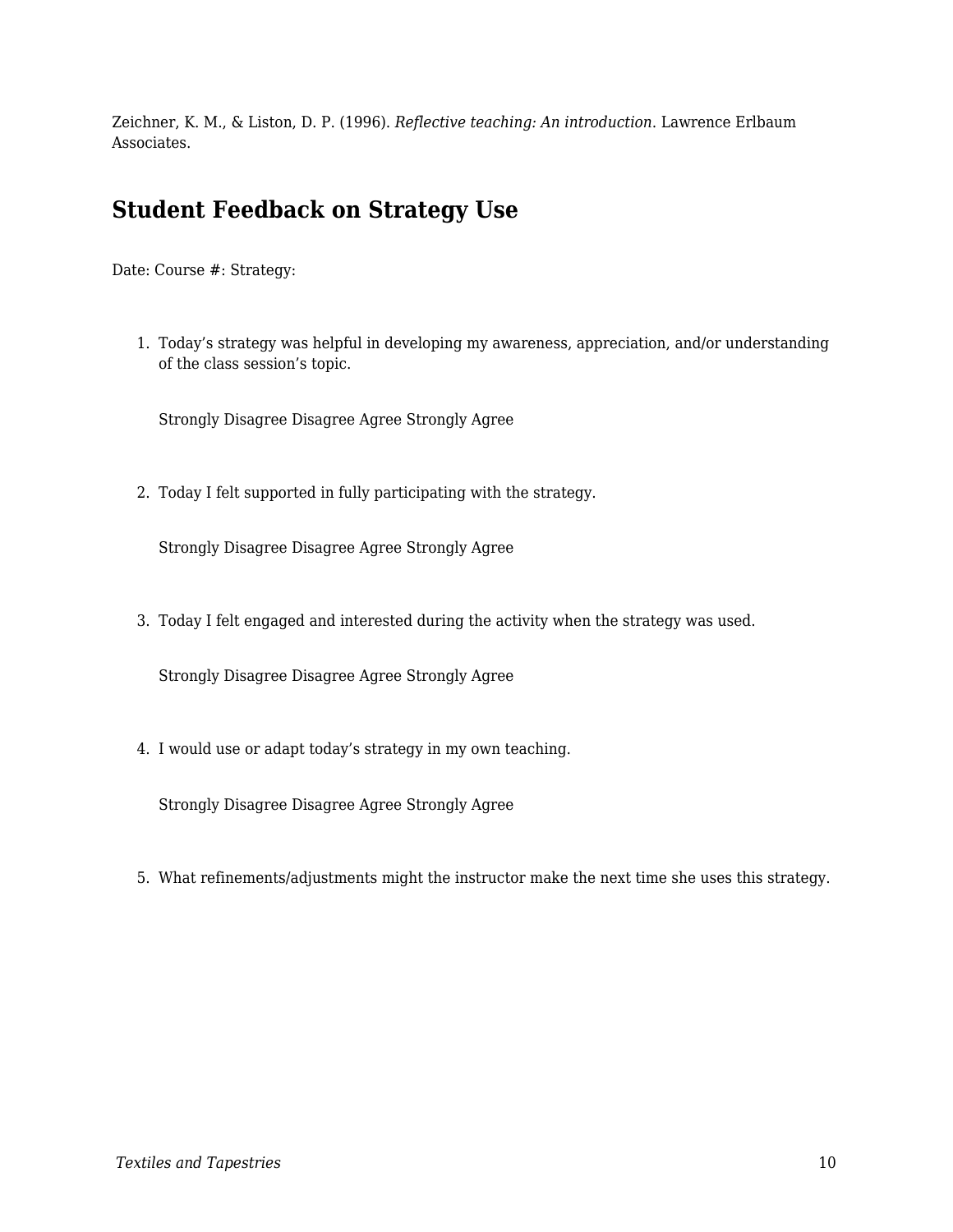Zeichner, K. M., & Liston, D. P. (1996). *Reflective teaching: An introduction*. Lawrence Erlbaum Associates.

## Student Feedback on Strategy Use

Date: Course #: Strategy:

1. Today's strategy was helpful in developing my awareness, appreciation, and/or understanding of the class session's topic.

   Strongly Disagree Disagree Agree Strongly Agree

2. Today I felt supported in fully participating with the strategy.

   Strongly Disagree Disagree Agree Strongly Agree

3. Today I felt engaged and interested during the activity when the strategy was used.

   Strongly Disagree Disagree Agree Strongly Agree

4. I would use or adapt today's strategy in my own teaching.

   Strongly Disagree Disagree Agree Strongly Agree

5. What refinements/adjustments might the instructor make the next time she uses this strategy.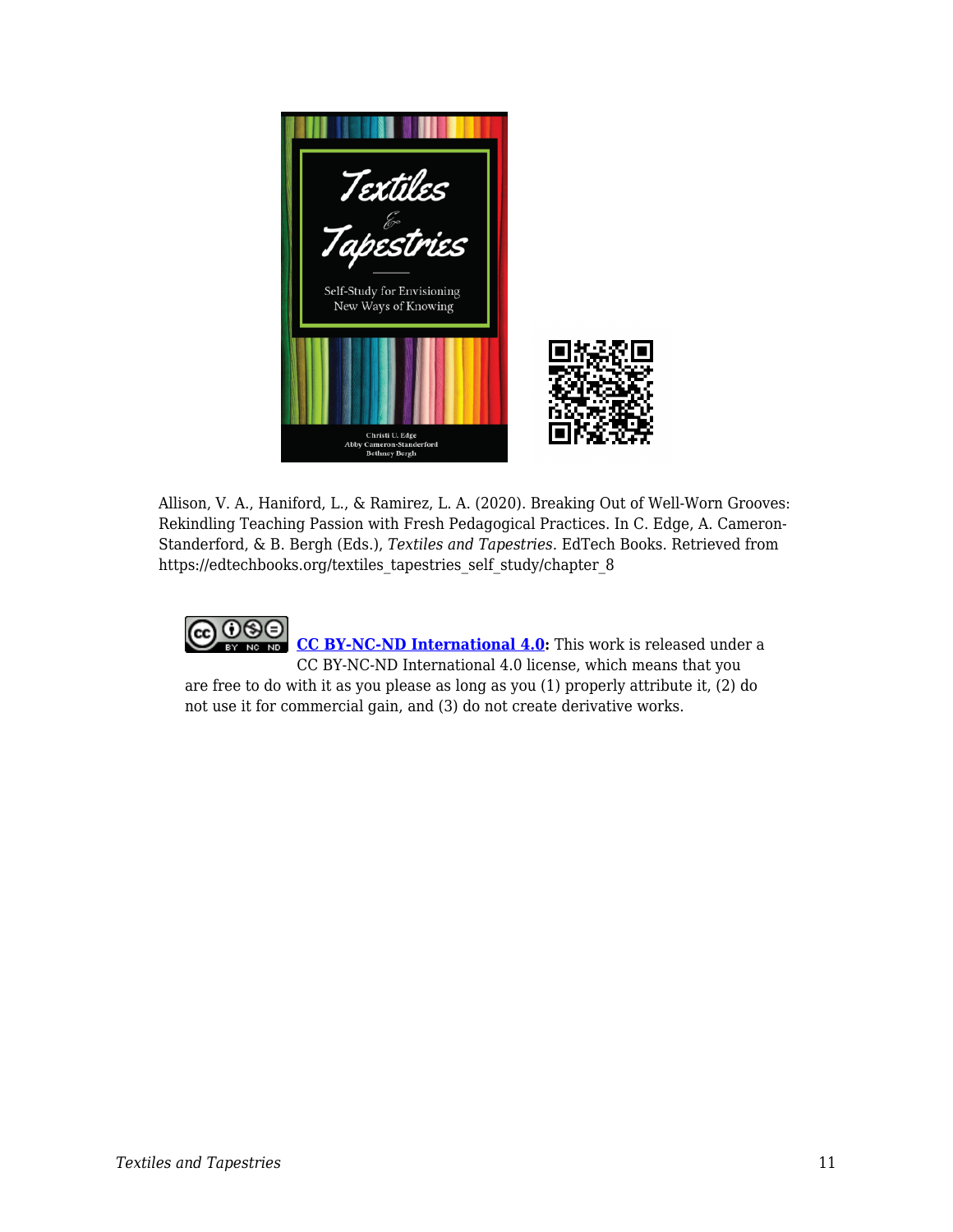Allison, V. A., Haniford, L., & Ramirez, L. A. (2020). Breaking Out of Well-Worn Grooves: Rekindling Teaching Passion with Fresh Pedagogical Practices. In C. Edge, A. Cameron-Standerford, & B. Bergh (Eds.), *Textiles and Tapestries*. EdTech Books. Retrieved from https://edtechbooks.org/textiles_tapestries_self_study/chapter_8

**[CC BY-NC-ND International 4.0](https://creativecommons.org/licenses/by-nc-nd/4.0/):** This work is released under a CC BY-NC-ND International 4.0 license, which means that you are free to do with it as you please as long as you (1) properly attribute it, (2) do not use it for commercial gain, and (3) do not create derivative works.